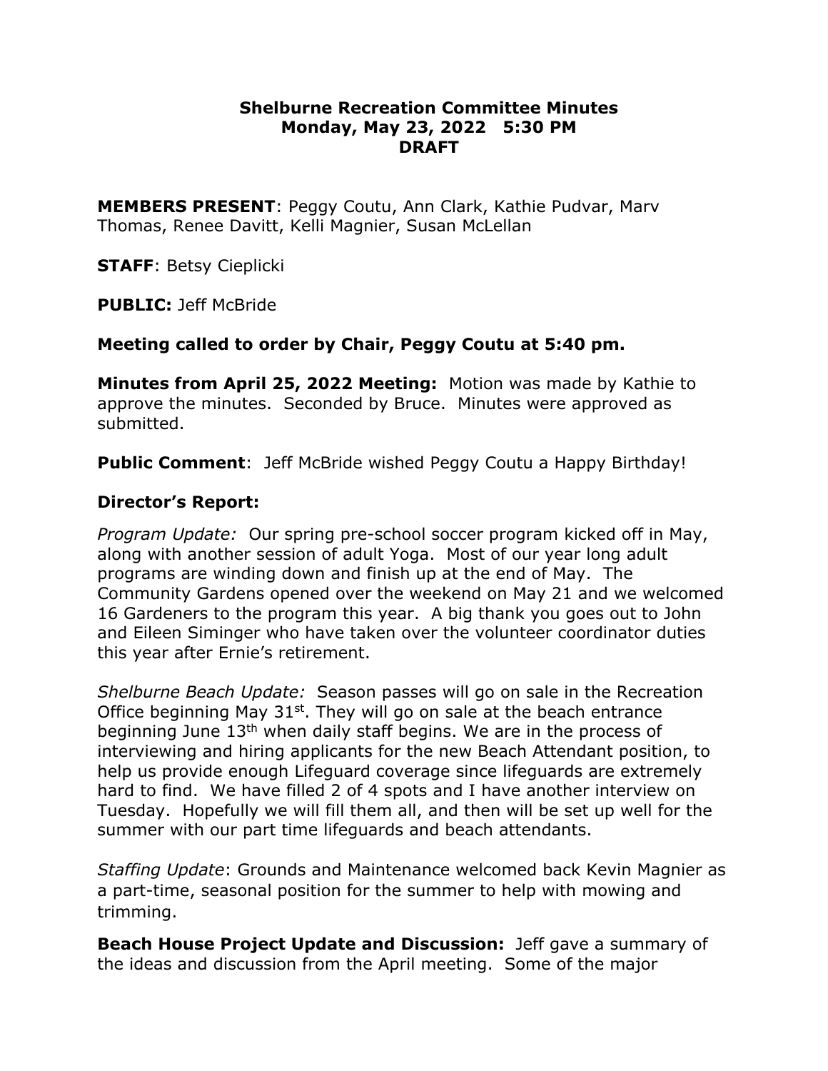**Shelburne Recreation Committee Minutes**
**Monday, May 23, 2022 5:30 PM**
**DRAFT**

**MEMBERS PRESENT**: Peggy Coutu, Ann Clark, Kathie Pudvar, Marv Thomas, Renee Davitt, Kelli Magnier, Susan McLellan

**STAFF**: Betsy Cieplicki

**PUBLIC:** Jeff McBride

**Meeting called to order by Chair, Peggy Coutu at 5:40 pm.**

**Minutes from April 25, 2022 Meeting:** Motion was made by Kathie to approve the minutes. Seconded by Bruce. Minutes were approved as submitted.

**Public Comment**: Jeff McBride wished Peggy Coutu a Happy Birthday!

## Director's Report:

*Program Update:* Our spring pre-school soccer program kicked off in May, along with another session of adult Yoga. Most of our year long adult programs are winding down and finish up at the end of May. The Community Gardens opened over the weekend on May 21 and we welcomed 16 Gardeners to the program this year. A big thank you goes out to John and Eileen Siminger who have taken over the volunteer coordinator duties this year after Ernie's retirement.

*Shelburne Beach Update:* Season passes will go on sale in the Recreation Office beginning May 31st. They will go on sale at the beach entrance beginning June 13th when daily staff begins. We are in the process of interviewing and hiring applicants for the new Beach Attendant position, to help us provide enough Lifeguard coverage since lifeguards are extremely hard to find. We have filled 2 of 4 spots and I have another interview on Tuesday. Hopefully we will fill them all, and then will be set up well for the summer with our part time lifeguards and beach attendants.

*Staffing Update*: Grounds and Maintenance welcomed back Kevin Magnier as a part-time, seasonal position for the summer to help with mowing and trimming.

**Beach House Project Update and Discussion:** Jeff gave a summary of the ideas and discussion from the April meeting. Some of the major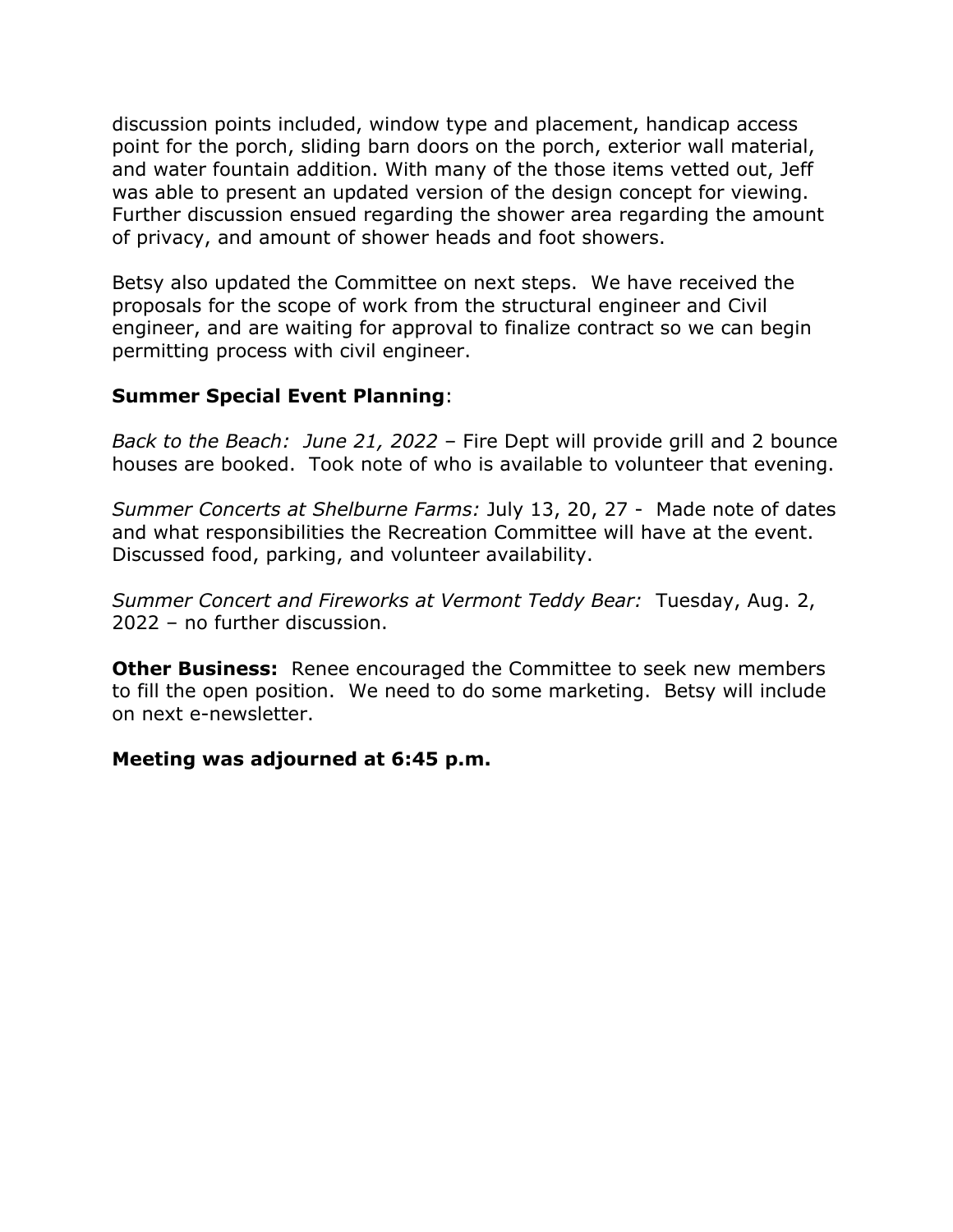discussion points included, window type and placement, handicap access point for the porch, sliding barn doors on the porch, exterior wall material, and water fountain addition. With many of the those items vetted out, Jeff was able to present an updated version of the design concept for viewing. Further discussion ensued regarding the shower area regarding the amount of privacy, and amount of shower heads and foot showers.

Betsy also updated the Committee on next steps. We have received the proposals for the scope of work from the structural engineer and Civil engineer, and are waiting for approval to finalize contract so we can begin permitting process with civil engineer.

**Summer Special Event Planning**:

*Back to the Beach: June 21, 2022* – Fire Dept will provide grill and 2 bounce houses are booked. Took note of who is available to volunteer that evening.

*Summer Concerts at Shelburne Farms:* July 13, 20, 27 - Made note of dates and what responsibilities the Recreation Committee will have at the event. Discussed food, parking, and volunteer availability.

*Summer Concert and Fireworks at Vermont Teddy Bear:* Tuesday, Aug. 2, 2022 – no further discussion.

**Other Business:** Renee encouraged the Committee to seek new members to fill the open position. We need to do some marketing. Betsy will include on next e-newsletter.

**Meeting was adjourned at 6:45 p.m.**